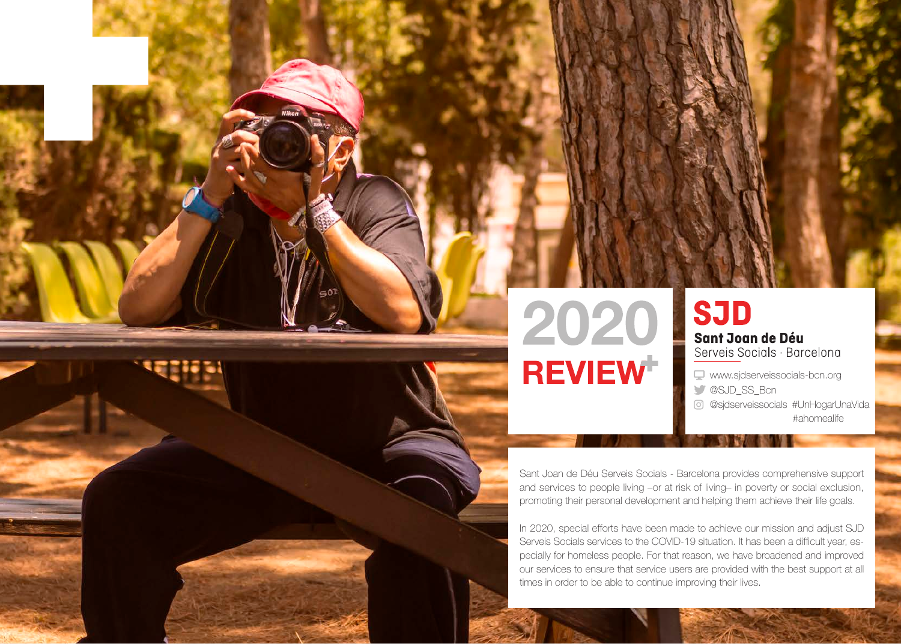# 2020 REVIEW+

## SJD

**Sant Joan de Déu**
Serveis Socials · Barcelona

www.sjdserveissocials-bcn.org
@SJD_SS_Bcn
@sjdserveissocials #UnHogarUnaVida #ahomealife

Sant Joan de Déu Serveis Socials - Barcelona provides comprehensive support and services to people living –or at risk of living– in poverty or social exclusion, promoting their personal development and helping them achieve their life goals.

In 2020, special efforts have been made to achieve our mission and adjust SJD Serveis Socials services to the COVID-19 situation. It has been a difficult year, especially for homeless people. For that reason, we have broadened and improved our services to ensure that service users are provided with the best support at all times in order to be able to continue improving their lives.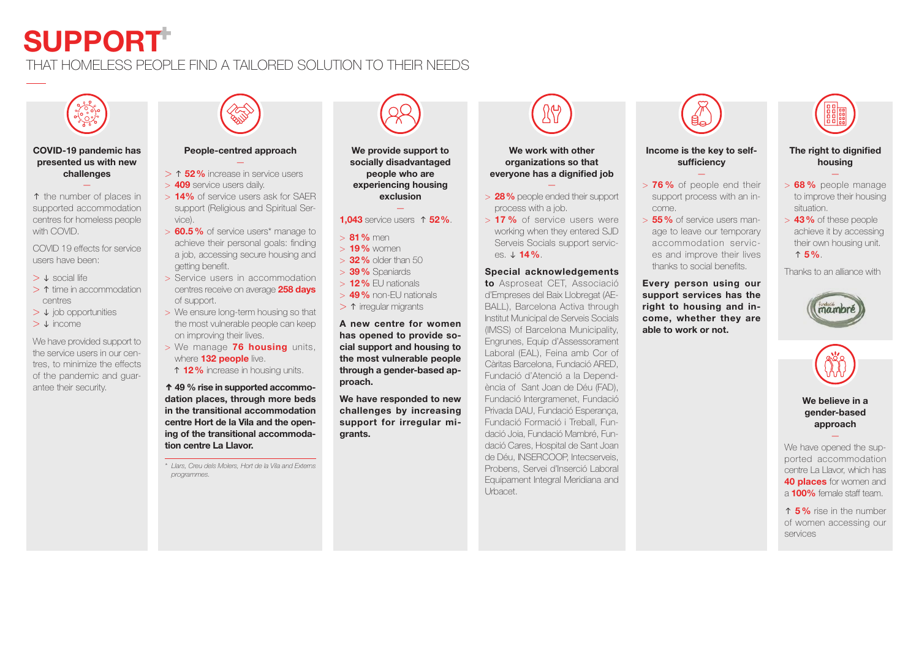# SUPPORT+

THAT HOMELESS PEOPLE FIND A TAILORED SOLUTION TO THEIR NEEDS

### COVID-19 pandemic has presented us with new challenges

↑ the number of places in supported accommodation centres for homeless people with COVID.

COVID 19 effects for service users have been:

- ↓ social life
- ↑ time in accommodation centres
- ↓ job opportunities
- ↓ income

We have provided support to the service users in our centres, to minimize the effects of the pandemic and guarantee their security.

### People-centred approach

- ↑ **52 %** increase in service users
- **409** service users daily.
- **14%** of service users ask for SAER support (Religious and Spiritual Service).
- **60.5 %** of service users* manage to achieve their personal goals: finding a job, accessing secure housing and getting benefit.
- Service users in accommodation centres receive on average **258 days** of support.
- We ensure long-term housing so that the most vulnerable people can keep on improving their lives.
- We manage **76 housing** units, where **132 people** live.
  ↑ **12 %** increase in housing units.

**↑ 49 % rise in supported accommodation places, through more beds in the transitional accommodation centre Hort de la Vila and the opening of the transitional accommodation centre La Llavor.**

*\* Llars, Creu dels Molers, Hort de la Vila and Externs programmes.*

### We provide support to socially disadvantaged people who are experiencing housing exclusion

**1,043** service users ↑ **52%**.

- **81 %** men
- **19 %** women
- **32 %** older than 50
- **39 %** Spaniards
- **12 %** EU nationals
- **49 %** non-EU nationals
- ↑ irregular migrants

**A new centre for women has opened to provide social support and housing to the most vulnerable people through a gender-based approach.**

**We have responded to new challenges by increasing support for irregular migrants.**

### We work with other organizations so that everyone has a dignified job

- **28 %** people ended their support process with a job.
- **17 %** of service users were working when they entered SJD Serveis Socials support services. ↓ **14 %**.

**Special acknowledgements to** Asproseat CET, Associació d'Empreses del Baix Llobregat (AEBALL), Barcelona Activa through Institut Municipal de Serveis Socials (IMSS) of Barcelona Municipality, Engrunes, Equip d'Assessorament Laboral (EAL), Feina amb Cor of Càritas Barcelona, Fundació ARED, Fundació d'Atenció a la Dependència of Sant Joan de Déu (FAD), Fundació Intergramenet, Fundació Privada DAU, Fundació Esperança, Fundació Formació i Treball, Fundació Joia, Fundació Mambré, Fundació Cares, Hospital de Sant Joan de Déu, INSERCOOP, Intecserveis, Probens, Servei d'Inserció Laboral Equipament Integral Meridiana and Urbacet.

### Income is the key to self-sufficiency

- **76 %** of people end their support process with an income.
- **55 %** of service users manage to leave our temporary accommodation services and improve their lives thanks to social benefits.

**Every person using our support services has the right to housing and income, whether they are able to work or not.**

### The right to dignified housing

- **68 %** people manage to improve their housing situation.
- **43 %** of these people achieve it by accessing their own housing unit. ↑ **5 %**.

Thanks to an alliance with

fundació mambré

### We believe in a gender-based approach

We have opened the supported accommodation centre La Llavor, which has **40 places** for women and a **100%** female staff team.

↑ **5 %** rise in the number of women accessing our services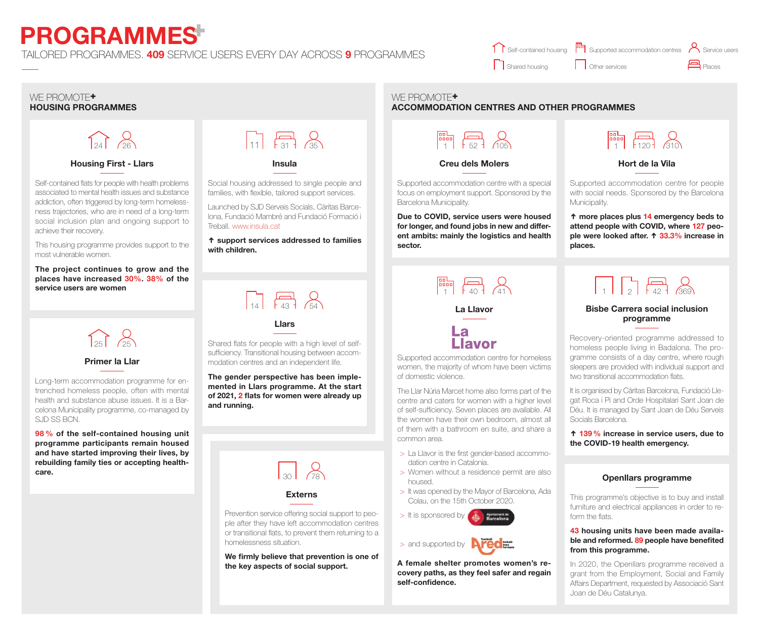# PROGRAMMES

TAILORED PROGRAMMES. **409** SERVICE USERS EVERY DAY ACROSS **9** PROGRAMMES

Self-contained housing · Supported accommodation centres · Service users · Shared housing · Other services · Places

## WE PROMOTE HOUSING PROGRAMMES

### Housing First - Llars

Self-contained housing: 24 · Service users: 26

Self-contained flats for people with health problems associated to mental health issues and substance addiction, often triggered by long-term homelessness trajectories, who are in need of a long-term social inclusion plan and ongoing support to achieve their recovery.

This housing programme provides support to the most vulnerable women.

**The project continues to grow and the places have increased 30%. 38% of the service users are women**

### Primer la Llar

Self-contained housing: 25 · Service users: 25

Long-term accommodation programme for entrenched homeless people, often with mental health and substance abuse issues. It is a Barcelona Municipality programme, co-managed by SJD SS BCN.

**98 % of the self-contained housing unit programme participants remain housed and have started improving their lives, by rebuilding family ties or accepting healthcare.**

### Insula

Shared housing: 11 · Places: 31 · Service users: 35

Social housing addressed to single people and families, with flexible, tailored support services.

Launched by SJD Serveis Socials, Càritas Barcelona, Fundació Mambré and Fundació Formació i Treball. www.insula.cat

**↑ support services addressed to families with children.**

### Llars

Shared housing: 14 · Places: 43 · Service users: 54

Shared flats for people with a high level of self-sufficiency. Transitional housing between accommodation centres and an independent life.

**The gender perspective has been implemented in Llars programme. At the start of 2021, 2 flats for women were already up and running.**

### Externs

Other services: 30 · Service users: 78

Prevention service offering social support to people after they have left accommodation centres or transitional flats, to prevent them returning to a homelessness situation.

**We firmly believe that prevention is one of the key aspects of social support.**

## WE PROMOTE ACCOMMODATION CENTRES AND OTHER PROGRAMMES

### Creu dels Molers

Supported accommodation centres: 1 · Places: 52 · Service users: 105

Supported accommodation centre with a special focus on employment support. Sponsored by the Barcelona Municipality.

**Due to COVID, service users were housed for longer, and found jobs in new and different ambits: mainly the logistics and health sector.**

### Hort de la Vila

Supported accommodation centres: 1 · Places: 120 · Service users: 310

Supported accommodation centre for people with social needs. Sponsored by the Barcelona Municipality.

**↑ more places plus 14 emergency beds to attend people with COVID, where 127 people were looked after. ↑ 33.3% increase in places.**

### La Llavor

Supported accommodation centres: 1 · Places: 40 · Service users: 41

La Llavor

Supported accommodation centre for homeless women, the majority of whom have been victims of domestic violence.

The Llar Núria Marcet home also forms part of the centre and caters for women with a higher level of self-sufficiency. Seven places are available. All the women have their own bedroom, almost all of them with a bathroom en suite, and share a common area.

- La Llavor is the first gender-based accommodation centre in Catalonia.
- Women without a residence permit are also housed.
- It was opened by the Mayor of Barcelona, Ada Colau, on the 15th October 2020.
- It is sponsored by Ajuntament de Barcelona
- and supported by Fundació Ared

**A female shelter promotes women's recovery paths, as they feel safer and regain self-confidence.**

### Bisbe Carrera social inclusion programme

Other services: 1 · Shared housing: 2 · Places: 42 · Service users: 369

Recovery-oriented programme addressed to homeless people living in Badalona. The programme consists of a day centre, where rough sleepers are provided with individual support and two transitional accommodation flats.

It is organised by Càritas Barcelona, Fundació Llegat Roca i Pi and Orde Hospitalari Sant Joan de Déu. It is managed by Sant Joan de Déu Serveis Socials Barcelona.

**↑ 139 % increase in service users, due to the COVID-19 health emergency.**

### Openllars programme

This programme's objective is to buy and install furniture and electrical appliances in order to reform the flats.

**43 housing units have been made available and reformed. 89 people have benefited from this programme.**

In 2020, the Openllars programme received a grant from the Employment, Social and Family Affairs Department, requested by Associació Sant Joan de Déu Catalunya.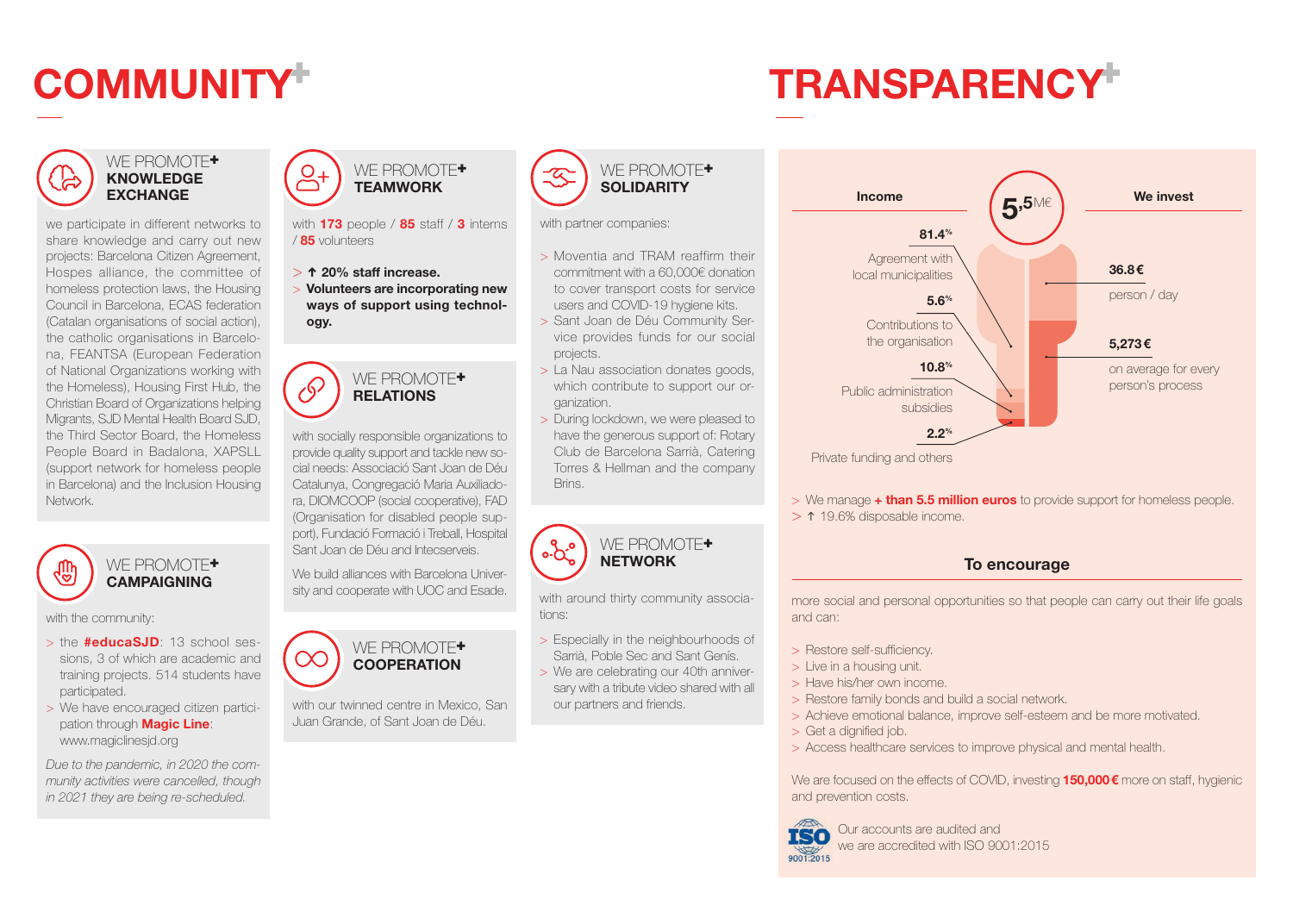# COMMUNITY+

## WE PROMOTE+ KNOWLEDGE EXCHANGE

we participate in different networks to share knowledge and carry out new projects: Barcelona Citizen Agreement, Hospes alliance, the committee of homeless protection laws, the Housing Council in Barcelona, ECAS federation (Catalan organisations of social action), the catholic organisations in Barcelona, FEANTSA (European Federation of National Organizations working with the Homeless), Housing First Hub, the Christian Board of Organizations helping Migrants, SJD Mental Health Board SJD, the Third Sector Board, the Homeless People Board in Badalona, XAPSLL (support network for homeless people in Barcelona) and the Inclusion Housing Network.

## WE PROMOTE+ CAMPAIGNING

with the community:

- the **#educaSJD**: 13 school sessions, 3 of which are academic and training projects. 514 students have participated.
- We have encouraged citizen participation through **Magic Line**: www.magiclinesjd.org

*Due to the pandemic, in 2020 the community activities were cancelled, though in 2021 they are being re-scheduled.*

## WE PROMOTE+ TEAMWORK

with **173** people / **85** staff / **3** interns / **85** volunteers

- **↑ 20% staff increase.**
- **Volunteers are incorporating new ways of support using technology.**

## WE PROMOTE+ RELATIONS

with socially responsible organizations to provide quality support and tackle new social needs: Associació Sant Joan de Déu Catalunya, Congregació Maria Auxiliadora, DIOMCOOP (social cooperative), FAD (Organisation for disabled people support), Fundació Formació i Treball, Hospital Sant Joan de Déu and Intecserveis.

We build alliances with Barcelona University and cooperate with UOC and Esade.

## WE PROMOTE+ COOPERATION

with our twinned centre in Mexico, San Juan Grande, of Sant Joan de Déu.

## WE PROMOTE+ SOLIDARITY

with partner companies:

- Moventia and TRAM reaffirm their commitment with a 60,000€ donation to cover transport costs for service users and COVID-19 hygiene kits.
- Sant Joan de Déu Community Service provides funds for our social projects.
- La Nau association donates goods, which contribute to support our organization.
- During lockdown, we were pleased to have the generous support of: Rotary Club de Barcelona Sarrià, Catering Torres & Hellman and the company Brins.

## WE PROMOTE+ NETWORK

with around thirty community associations:

- Especially in the neighbourhoods of Sarrià, Poble Sec and Sant Genís.
- We are celebrating our 40th anniversary with a tribute video shared with all our partners and friends.

# TRANSPARENCY+

**5,5 M€**

| Income | | We invest | |
|---|---|---|---|
| 81.4% | Agreement with local municipalities | 36.8 € | person / day |
| 5.6% | Contributions to the organisation | 5,273 € | on average for every person's process |
| 10.8% | Public administration subsidies | | |
| 2.2% | Private funding and others | | |

- We manage **+ than 5.5 million euros** to provide support for homeless people.
- ↑ 19.6% disposable income.

### To encourage

more social and personal opportunities so that people can carry out their life goals and can:

- Restore self-sufficiency.
- Live in a housing unit.
- Have his/her own income.
- Restore family bonds and build a social network.
- Achieve emotional balance, improve self-esteem and be more motivated.
- Get a dignified job.
- Access healthcare services to improve physical and mental health.

We are focused on the effects of COVID, investing **150,000 €** more on staff, hygienic and prevention costs.

Our accounts are audited and we are accredited with ISO 9001:2015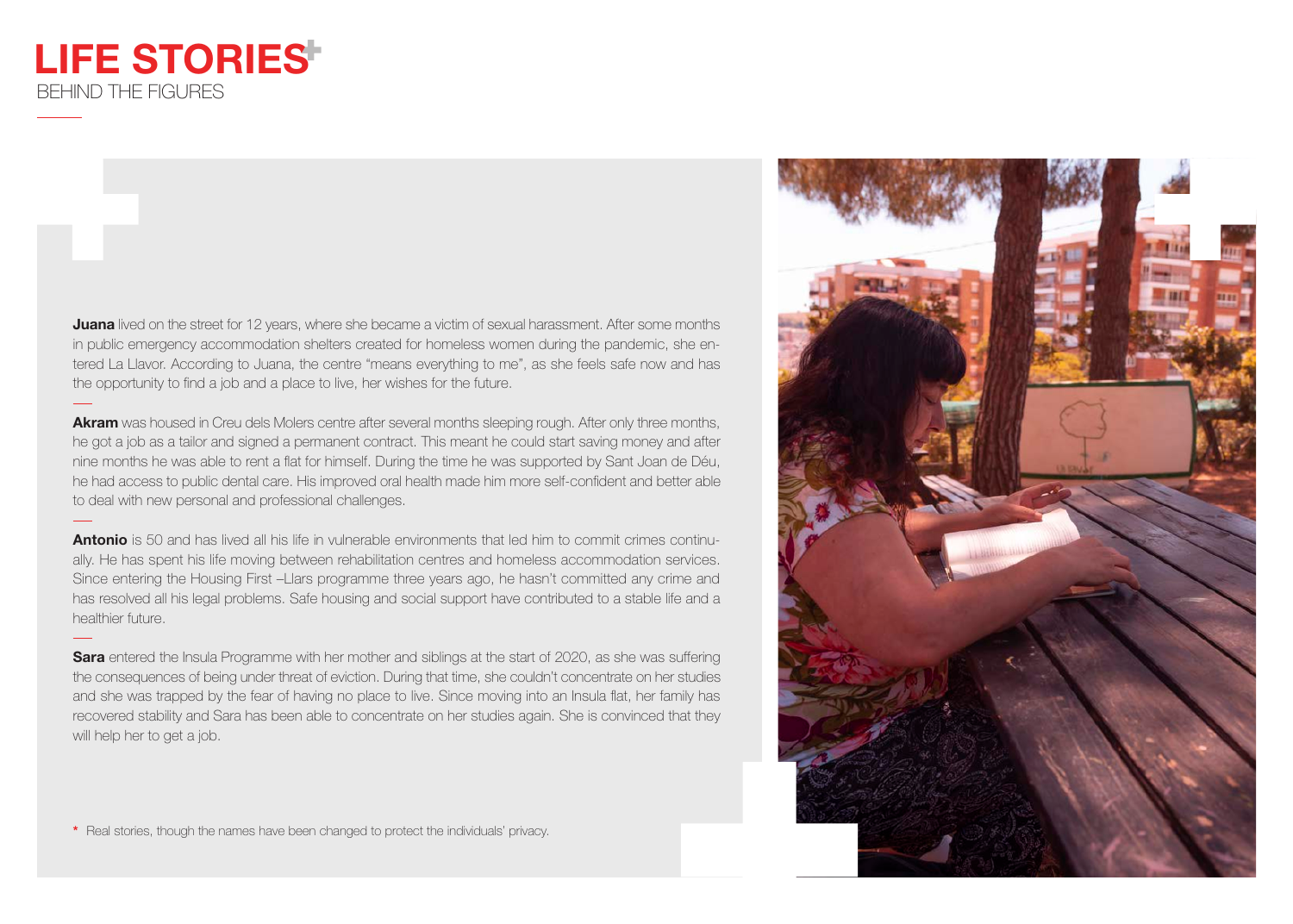# LIFE STORIES*

BEHIND THE FIGURES

**Juana** lived on the street for 12 years, where she became a victim of sexual harassment. After some months in public emergency accommodation shelters created for homeless women during the pandemic, she entered La Llavor. According to Juana, the centre "means everything to me", as she feels safe now and has the opportunity to find a job and a place to live, her wishes for the future.

**Akram** was housed in Creu dels Molers centre after several months sleeping rough. After only three months, he got a job as a tailor and signed a permanent contract. This meant he could start saving money and after nine months he was able to rent a flat for himself. During the time he was supported by Sant Joan de Déu, he had access to public dental care. His improved oral health made him more self-confident and better able to deal with new personal and professional challenges.

**Antonio** is 50 and has lived all his life in vulnerable environments that led him to commit crimes continually. He has spent his life moving between rehabilitation centres and homeless accommodation services. Since entering the Housing First –Llars programme three years ago, he hasn't committed any crime and has resolved all his legal problems. Safe housing and social support have contributed to a stable life and a healthier future.

**Sara** entered the Insula Programme with her mother and siblings at the start of 2020, as she was suffering the consequences of being under threat of eviction. During that time, she couldn't concentrate on her studies and she was trapped by the fear of having no place to live. Since moving into an Insula flat, her family has recovered stability and Sara has been able to concentrate on her studies again. She is convinced that they will help her to get a job.

\* Real stories, though the names have been changed to protect the individuals' privacy.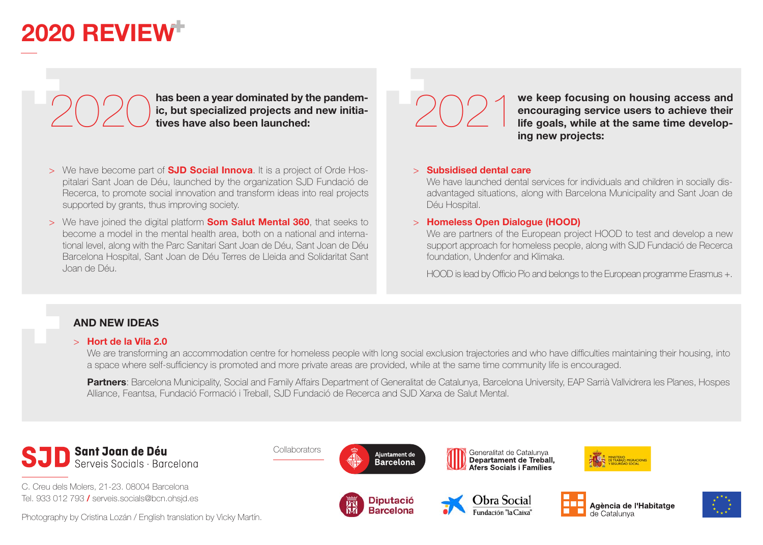# 2020 REVIEW

**2020** **has been a year dominated by the pandemic, but specialized projects and new initiatives have also been launched:**

- We have become part of **SJD Social Innova**. It is a project of Orde Hospitalari Sant Joan de Déu, launched by the organization SJD Fundació de Recerca, to promote social innovation and transform ideas into real projects supported by grants, thus improving society.
- We have joined the digital platform **Som Salut Mental 360**, that seeks to become a model in the mental health area, both on a national and international level, along with the Parc Sanitari Sant Joan de Déu, Sant Joan de Déu Barcelona Hospital, Sant Joan de Déu Terres de Lleida and Solidaritat Sant Joan de Déu.

**2021** **we keep focusing on housing access and encouraging service users to achieve their life goals, while at the same time developing new projects:**

- **Subsidised dental care**
  We have launched dental services for individuals and children in socially disadvantaged situations, along with Barcelona Municipality and Sant Joan de Déu Hospital.
- **Homeless Open Dialogue (HOOD)**
  We are partners of the European project HOOD to test and develop a new support approach for homeless people, along with SJD Fundació de Recerca foundation, Undenfor and Klimaka.

  HOOD is lead by Officio Pio and belongs to the European programme Erasmus +.

## AND NEW IDEAS

- **Hort de la Vila 2.0**
  We are transforming an accommodation centre for homeless people with long social exclusion trajectories and who have difficulties maintaining their housing, into a space where self-sufficiency is promoted and more private areas are provided, while at the same time community life is encouraged.

  **Partners**: Barcelona Municipality, Social and Family Affairs Department of Generalitat de Catalunya, Barcelona University, EAP Sarrià Vallvidrera les Planes, Hospes Alliance, Feantsa, Fundació Formació i Treball, SJD Fundació de Recerca and SJD Xarxa de Salut Mental.

**SJD Sant Joan de Déu**
Serveis Socials · Barcelona

C. Creu dels Molers, 21-23. 08004 Barcelona
Tel. 933 012 793 / serveis.socials@bcn.ohsjd.es

Photography by Cristina Lozán / English translation by Vicky Martín.

Collaborators

Ajuntament de Barcelona
Generalitat de Catalunya Departament de Treball, Afers Socials i Famílies
Ministerio de Trabajo, Migraciones y Seguridad Social
Diputació Barcelona
Obra Social Fundación "la Caixa"
Agència de l'Habitatge de Catalunya